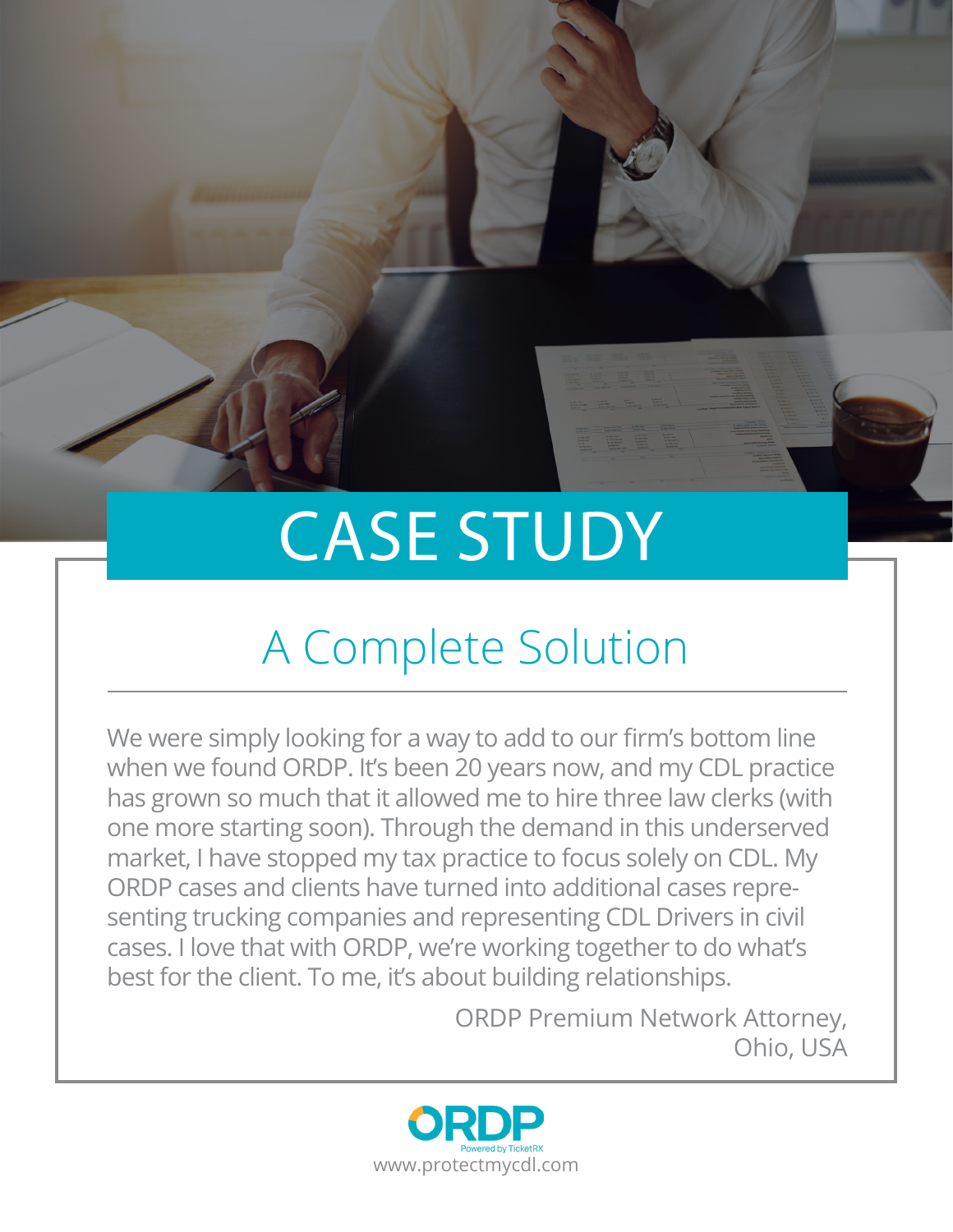# CASE STUDY

## A Complete Solution

We were simply looking for a way to add to our firm's bottom line when we found ORDP. It's been 20 years now, and my CDL practice has grown so much that it allowed me to hire three law clerks (with one more starting soon). Through the demand in this underserved market, I have stopped my tax practice to focus solely on CDL. My ORDP cases and clients have turned into additional cases representing trucking companies and representing CDL Drivers in civil cases. I love that with ORDP, we're working together to do what's best for the client. To me, it's about building relationships.

ORDP Premium Network Attorney,
Ohio, USA

ORDP
Powered by TicketRX
www.protectmycdl.com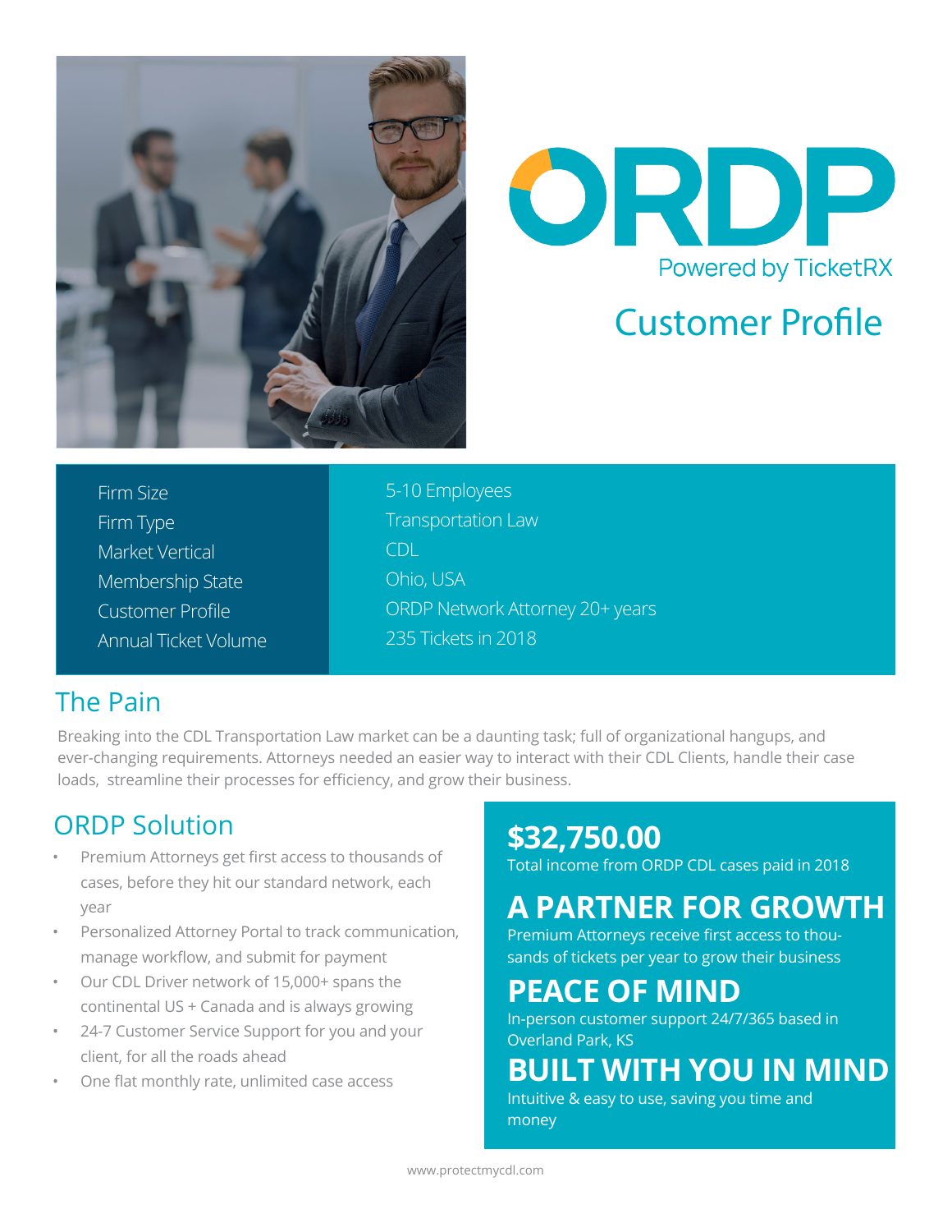# ORDP

Powered by TicketRX

## Customer Profile

| | |
|---|---|
| Firm Size | 5-10 Employees |
| Firm Type | Transportation Law |
| Market Vertical | CDL |
| Membership State | Ohio, USA |
| Customer Profile | ORDP Network Attorney 20+ years |
| Annual Ticket Volume | 235 Tickets in 2018 |

## The Pain

Breaking into the CDL Transportation Law market can be a daunting task; full of organizational hangups, and ever-changing requirements. Attorneys needed an easier way to interact with their CDL Clients, handle their case loads, streamline their processes for efficiency, and grow their business.

## ORDP Solution

- Premium Attorneys get first access to thousands of cases, before they hit our standard network, each year
- Personalized Attorney Portal to track communication, manage workflow, and submit for payment
- Our CDL Driver network of 15,000+ spans the continental US + Canada and is always growing
- 24-7 Customer Service Support for you and your client, for all the roads ahead
- One flat monthly rate, unlimited case access

## $32,750.00

Total income from ORDP CDL cases paid in 2018

## A PARTNER FOR GROWTH

Premium Attorneys receive first access to thousands of tickets per year to grow their business

## PEACE OF MIND

In-person customer support 24/7/365 based in Overland Park, KS

## BUILT WITH YOU IN MIND

Intuitive & easy to use, saving you time and money

www.protectmycdl.com